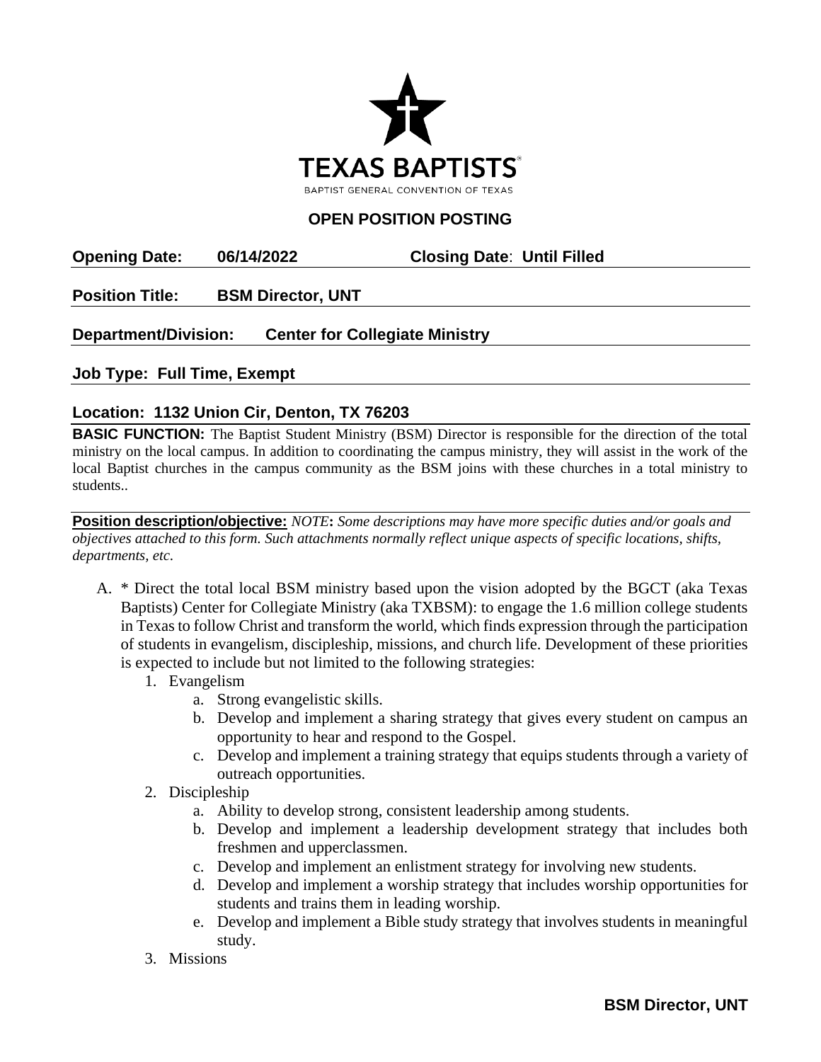TEXAS BAPTISTS®

BAPTIST GENERAL CONVENTION OF TEXAS

## OPEN POSITION POSTING

**Opening Date:** **06/14/2022** **Closing Date**: **Until Filled**

**Position Title:** **BSM Director, UNT**

**Department/Division:** **Center for Collegiate Ministry**

**Job Type: Full Time, Exempt**

**Location: 1132 Union Cir, Denton, TX 76203**

**BASIC FUNCTION:** The Baptist Student Ministry (BSM) Director is responsible for the direction of the total ministry on the local campus. In addition to coordinating the campus ministry, they will assist in the work of the local Baptist churches in the campus community as the BSM joins with these churches in a total ministry to students..

**Position description/objective:** *NOTE***:** *Some descriptions may have more specific duties and/or goals and objectives attached to this form. Such attachments normally reflect unique aspects of specific locations, shifts, departments, etc.*

A. * Direct the total local BSM ministry based upon the vision adopted by the BGCT (aka Texas Baptists) Center for Collegiate Ministry (aka TXBSM): to engage the 1.6 million college students in Texas to follow Christ and transform the world, which finds expression through the participation of students in evangelism, discipleship, missions, and church life. Development of these priorities is expected to include but not limited to the following strategies:
   1. Evangelism
      a. Strong evangelistic skills.
      b. Develop and implement a sharing strategy that gives every student on campus an opportunity to hear and respond to the Gospel.
      c. Develop and implement a training strategy that equips students through a variety of outreach opportunities.
   2. Discipleship
      a. Ability to develop strong, consistent leadership among students.
      b. Develop and implement a leadership development strategy that includes both freshmen and upperclassmen.
      c. Develop and implement an enlistment strategy for involving new students.
      d. Develop and implement a worship strategy that includes worship opportunities for students and trains them in leading worship.
      e. Develop and implement a Bible study strategy that involves students in meaningful study.
   3. Missions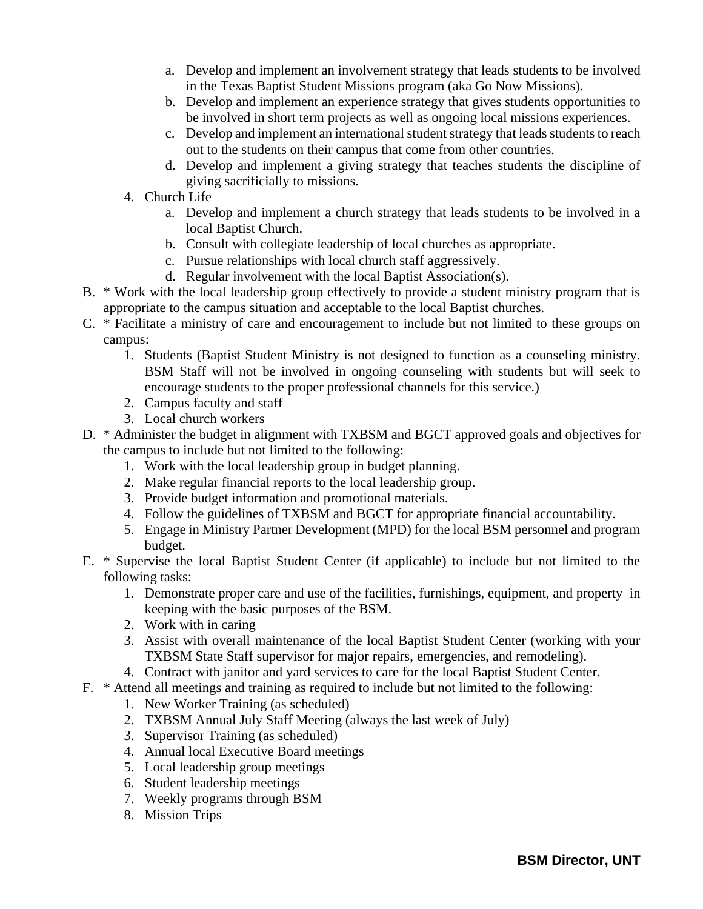a. Develop and implement an involvement strategy that leads students to be involved in the Texas Baptist Student Missions program (aka Go Now Missions).
b. Develop and implement an experience strategy that gives students opportunities to be involved in short term projects as well as ongoing local missions experiences.
c. Develop and implement an international student strategy that leads students to reach out to the students on their campus that come from other countries.
d. Develop and implement a giving strategy that teaches students the discipline of giving sacrificially to missions.

4. Church Life
   a. Develop and implement a church strategy that leads students to be involved in a local Baptist Church.
   b. Consult with collegiate leadership of local churches as appropriate.
   c. Pursue relationships with local church staff aggressively.
   d. Regular involvement with the local Baptist Association(s).

B. * Work with the local leadership group effectively to provide a student ministry program that is appropriate to the campus situation and acceptable to the local Baptist churches.

C. * Facilitate a ministry of care and encouragement to include but not limited to these groups on campus:
   1. Students (Baptist Student Ministry is not designed to function as a counseling ministry. BSM Staff will not be involved in ongoing counseling with students but will seek to encourage students to the proper professional channels for this service.)
   2. Campus faculty and staff
   3. Local church workers

D. * Administer the budget in alignment with TXBSM and BGCT approved goals and objectives for the campus to include but not limited to the following:
   1. Work with the local leadership group in budget planning.
   2. Make regular financial reports to the local leadership group.
   3. Provide budget information and promotional materials.
   4. Follow the guidelines of TXBSM and BGCT for appropriate financial accountability.
   5. Engage in Ministry Partner Development (MPD) for the local BSM personnel and program budget.

E. * Supervise the local Baptist Student Center (if applicable) to include but not limited to the following tasks:
   1. Demonstrate proper care and use of the facilities, furnishings, equipment, and property in keeping with the basic purposes of the BSM.
   2. Work with in caring
   3. Assist with overall maintenance of the local Baptist Student Center (working with your TXBSM State Staff supervisor for major repairs, emergencies, and remodeling).
   4. Contract with janitor and yard services to care for the local Baptist Student Center.

F. * Attend all meetings and training as required to include but not limited to the following:
   1. New Worker Training (as scheduled)
   2. TXBSM Annual July Staff Meeting (always the last week of July)
   3. Supervisor Training (as scheduled)
   4. Annual local Executive Board meetings
   5. Local leadership group meetings
   6. Student leadership meetings
   7. Weekly programs through BSM
   8. Mission Trips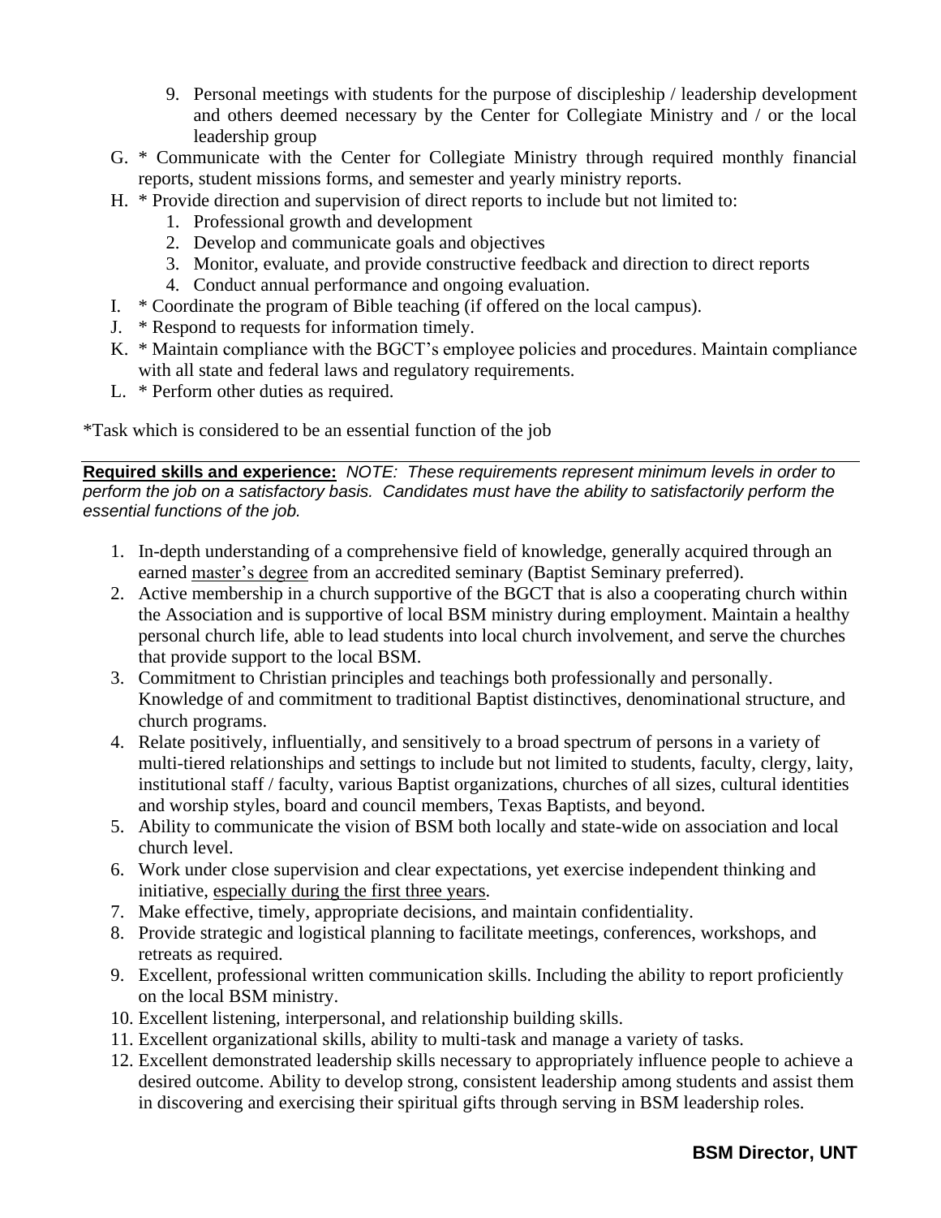9. Personal meetings with students for the purpose of discipleship / leadership development and others deemed necessary by the Center for Collegiate Ministry and / or the local leadership group

G. * Communicate with the Center for Collegiate Ministry through required monthly financial reports, student missions forms, and semester and yearly ministry reports.

H. * Provide direction and supervision of direct reports to include but not limited to:
   1. Professional growth and development
   2. Develop and communicate goals and objectives
   3. Monitor, evaluate, and provide constructive feedback and direction to direct reports
   4. Conduct annual performance and ongoing evaluation.

I. * Coordinate the program of Bible teaching (if offered on the local campus).

J. * Respond to requests for information timely.

K. * Maintain compliance with the BGCT's employee policies and procedures. Maintain compliance with all state and federal laws and regulatory requirements.

L. * Perform other duties as required.

*Task which is considered to be an essential function of the job

---

**Required skills and experience:** *NOTE: These requirements represent minimum levels in order to perform the job on a satisfactory basis. Candidates must have the ability to satisfactorily perform the essential functions of the job.*

1. In-depth understanding of a comprehensive field of knowledge, generally acquired through an earned <u>master's degree</u> from an accredited seminary (Baptist Seminary preferred).
2. Active membership in a church supportive of the BGCT that is also a cooperating church within the Association and is supportive of local BSM ministry during employment. Maintain a healthy personal church life, able to lead students into local church involvement, and serve the churches that provide support to the local BSM.
3. Commitment to Christian principles and teachings both professionally and personally. Knowledge of and commitment to traditional Baptist distinctives, denominational structure, and church programs.
4. Relate positively, influentially, and sensitively to a broad spectrum of persons in a variety of multi-tiered relationships and settings to include but not limited to students, faculty, clergy, laity, institutional staff / faculty, various Baptist organizations, churches of all sizes, cultural identities and worship styles, board and council members, Texas Baptists, and beyond.
5. Ability to communicate the vision of BSM both locally and state-wide on association and local church level.
6. Work under close supervision and clear expectations, yet exercise independent thinking and initiative, <u>especially during the first three years</u>.
7. Make effective, timely, appropriate decisions, and maintain confidentiality.
8. Provide strategic and logistical planning to facilitate meetings, conferences, workshops, and retreats as required.
9. Excellent, professional written communication skills. Including the ability to report proficiently on the local BSM ministry.
10. Excellent listening, interpersonal, and relationship building skills.
11. Excellent organizational skills, ability to multi-task and manage a variety of tasks.
12. Excellent demonstrated leadership skills necessary to appropriately influence people to achieve a desired outcome. Ability to develop strong, consistent leadership among students and assist them in discovering and exercising their spiritual gifts through serving in BSM leadership roles.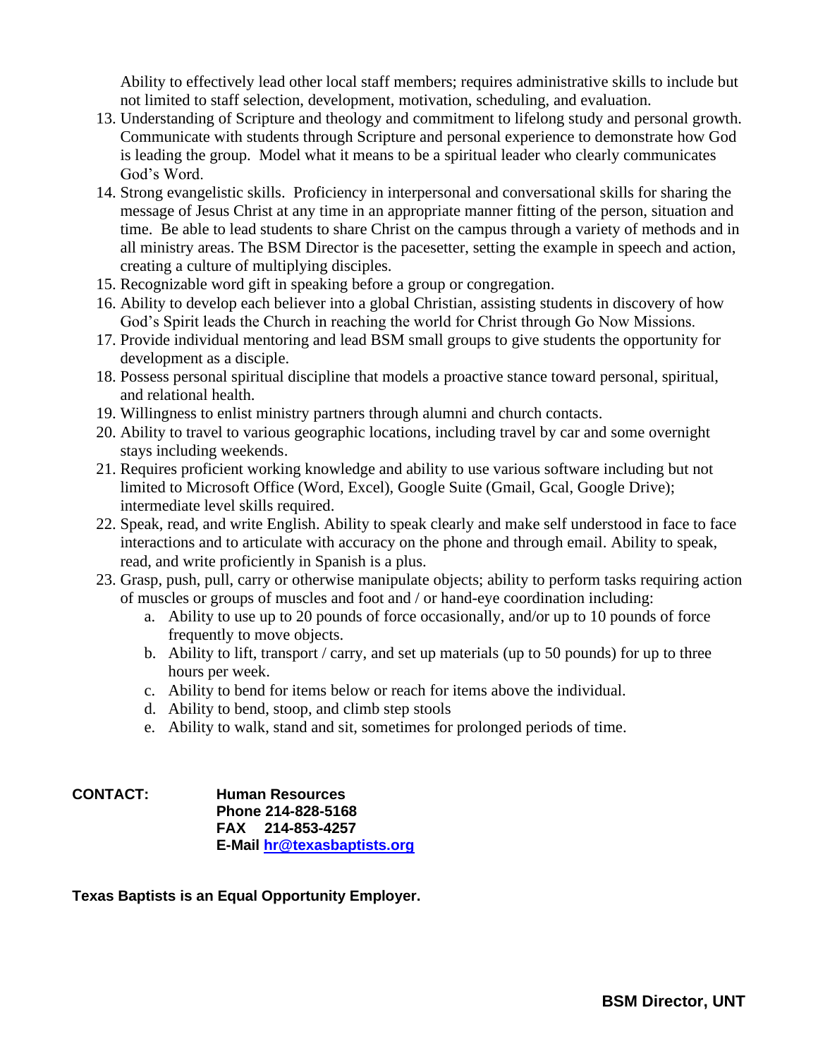Ability to effectively lead other local staff members; requires administrative skills to include but not limited to staff selection, development, motivation, scheduling, and evaluation.

13. Understanding of Scripture and theology and commitment to lifelong study and personal growth. Communicate with students through Scripture and personal experience to demonstrate how God is leading the group. Model what it means to be a spiritual leader who clearly communicates God's Word.
14. Strong evangelistic skills. Proficiency in interpersonal and conversational skills for sharing the message of Jesus Christ at any time in an appropriate manner fitting of the person, situation and time. Be able to lead students to share Christ on the campus through a variety of methods and in all ministry areas. The BSM Director is the pacesetter, setting the example in speech and action, creating a culture of multiplying disciples.
15. Recognizable word gift in speaking before a group or congregation.
16. Ability to develop each believer into a global Christian, assisting students in discovery of how God's Spirit leads the Church in reaching the world for Christ through Go Now Missions.
17. Provide individual mentoring and lead BSM small groups to give students the opportunity for development as a disciple.
18. Possess personal spiritual discipline that models a proactive stance toward personal, spiritual, and relational health.
19. Willingness to enlist ministry partners through alumni and church contacts.
20. Ability to travel to various geographic locations, including travel by car and some overnight stays including weekends.
21. Requires proficient working knowledge and ability to use various software including but not limited to Microsoft Office (Word, Excel), Google Suite (Gmail, Gcal, Google Drive); intermediate level skills required.
22. Speak, read, and write English. Ability to speak clearly and make self understood in face to face interactions and to articulate with accuracy on the phone and through email. Ability to speak, read, and write proficiently in Spanish is a plus.
23. Grasp, push, pull, carry or otherwise manipulate objects; ability to perform tasks requiring action of muscles or groups of muscles and foot and / or hand-eye coordination including:
    a. Ability to use up to 20 pounds of force occasionally, and/or up to 10 pounds of force frequently to move objects.
    b. Ability to lift, transport / carry, and set up materials (up to 50 pounds) for up to three hours per week.
    c. Ability to bend for items below or reach for items above the individual.
    d. Ability to bend, stoop, and climb step stools
    e. Ability to walk, stand and sit, sometimes for prolonged periods of time.

**CONTACT:** **Human Resources**
**Phone 214-828-5168**
**FAX 214-853-4257**
**E-Mail hr@texasbaptists.org**

**Texas Baptists is an Equal Opportunity Employer.**